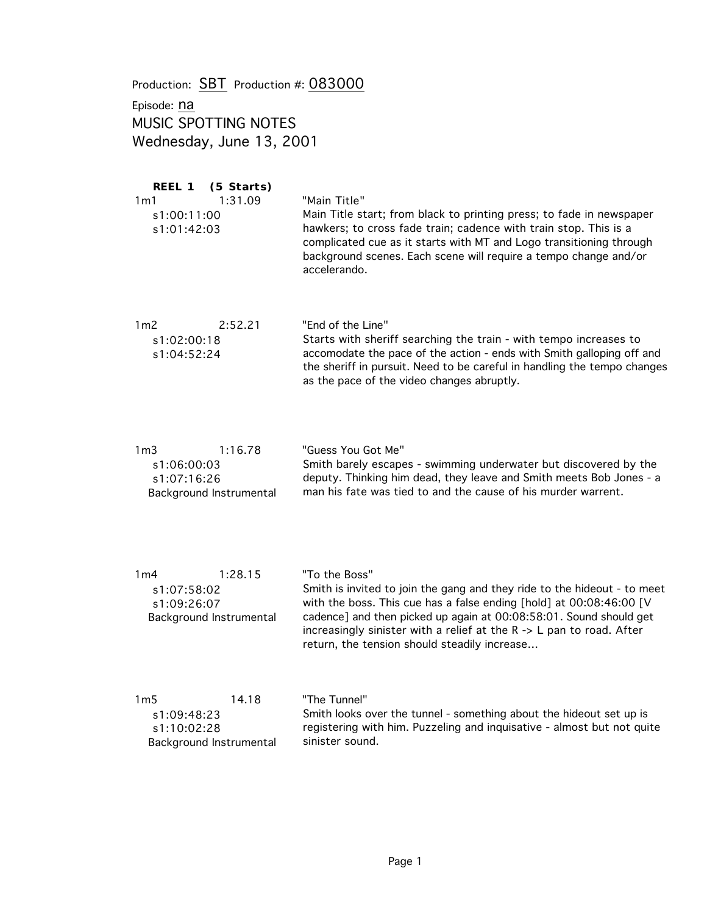Production: SBT Production #: 083000

Episode: na

# MUSIC SPOTTING NOTES

Wednesday, June 13, 2001

**REEL 1 (5 Starts)**

| Cue | Timing | Description |
|---|---|---|
| 1m1 1:31.09<br>s1:00:11:00<br>s1:01:42:03 | | "Main Title"<br>Main Title start; from black to printing press; to fade in newspaper hawkers; to cross fade train; cadence with train stop. This is a complicated cue as it starts with MT and Logo transitioning through background scenes. Each scene will require a tempo change and/or accelerando. |
| 1m2 2:52.21<br>s1:02:00:18<br>s1:04:52:24 | | "End of the Line"<br>Starts with sheriff searching the train - with tempo increases to accomodate the pace of the action - ends with Smith galloping off and the sheriff in pursuit. Need to be careful in handling the tempo changes as the pace of the video changes abruptly. |
| 1m3 1:16.78<br>s1:06:00:03<br>s1:07:16:26<br>Background Instrumental | | "Guess You Got Me"<br>Smith barely escapes - swimming underwater but discovered by the deputy. Thinking him dead, they leave and Smith meets Bob Jones - a man his fate was tied to and the cause of his murder warrent. |
| 1m4 1:28.15<br>s1:07:58:02<br>s1:09:26:07<br>Background Instrumental | | "To the Boss"<br>Smith is invited to join the gang and they ride to the hideout - to meet with the boss. This cue has a false ending [hold] at 00:08:46:00 [V cadence] and then picked up again at 00:08:58:01. Sound should get increasingly sinister with a relief at the R -> L pan to road. After return, the tension should steadily increase... |
| 1m5 14.18<br>s1:09:48:23<br>s1:10:02:28<br>Background Instrumental | | "The Tunnel"<br>Smith looks over the tunnel - something about the hideout set up is registering with him. Puzzeling and inquisative - almost but not quite sinister sound. |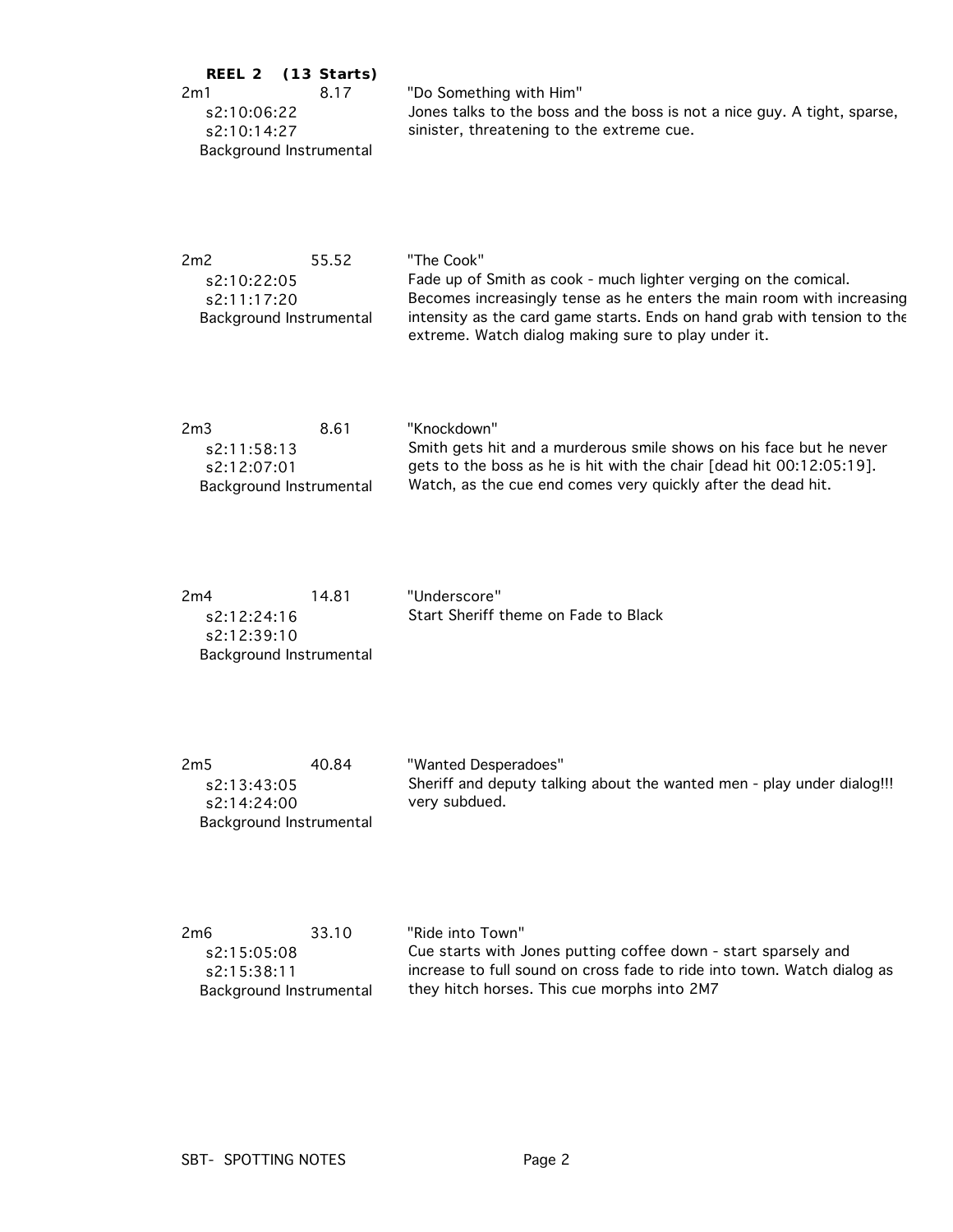**REEL 2 (13 Starts)**

| Cue | Duration | Description |
|---|---|---|
| 2m1<br>s2:10:06:22<br>s2:10:14:27<br>Background Instrumental | 8.17 | "Do Something with Him"<br>Jones talks to the boss and the boss is not a nice guy. A tight, sparse, sinister, threatening to the extreme cue. |
| 2m2<br>s2:10:22:05<br>s2:11:17:20<br>Background Instrumental | 55.52 | "The Cook"<br>Fade up of Smith as cook - much lighter verging on the comical. Becomes increasingly tense as he enters the main room with increasing intensity as the card game starts. Ends on hand grab with tension to the extreme. Watch dialog making sure to play under it. |
| 2m3<br>s2:11:58:13<br>s2:12:07:01<br>Background Instrumental | 8.61 | "Knockdown"<br>Smith gets hit and a murderous smile shows on his face but he never gets to the boss as he is hit with the chair [dead hit 00:12:05:19]. Watch, as the cue end comes very quickly after the dead hit. |
| 2m4<br>s2:12:24:16<br>s2:12:39:10<br>Background Instrumental | 14.81 | "Underscore"<br>Start Sheriff theme on Fade to Black |
| 2m5<br>s2:13:43:05<br>s2:14:24:00<br>Background Instrumental | 40.84 | "Wanted Desperadoes"<br>Sheriff and deputy talking about the wanted men - play under dialog!!! very subdued. |
| 2m6<br>s2:15:05:08<br>s2:15:38:11<br>Background Instrumental | 33.10 | "Ride into Town"<br>Cue starts with Jones putting coffee down - start sparsely and increase to full sound on cross fade to ride into town. Watch dialog as they hitch horses. This cue morphs into 2M7 |

SBT- SPOTTING NOTES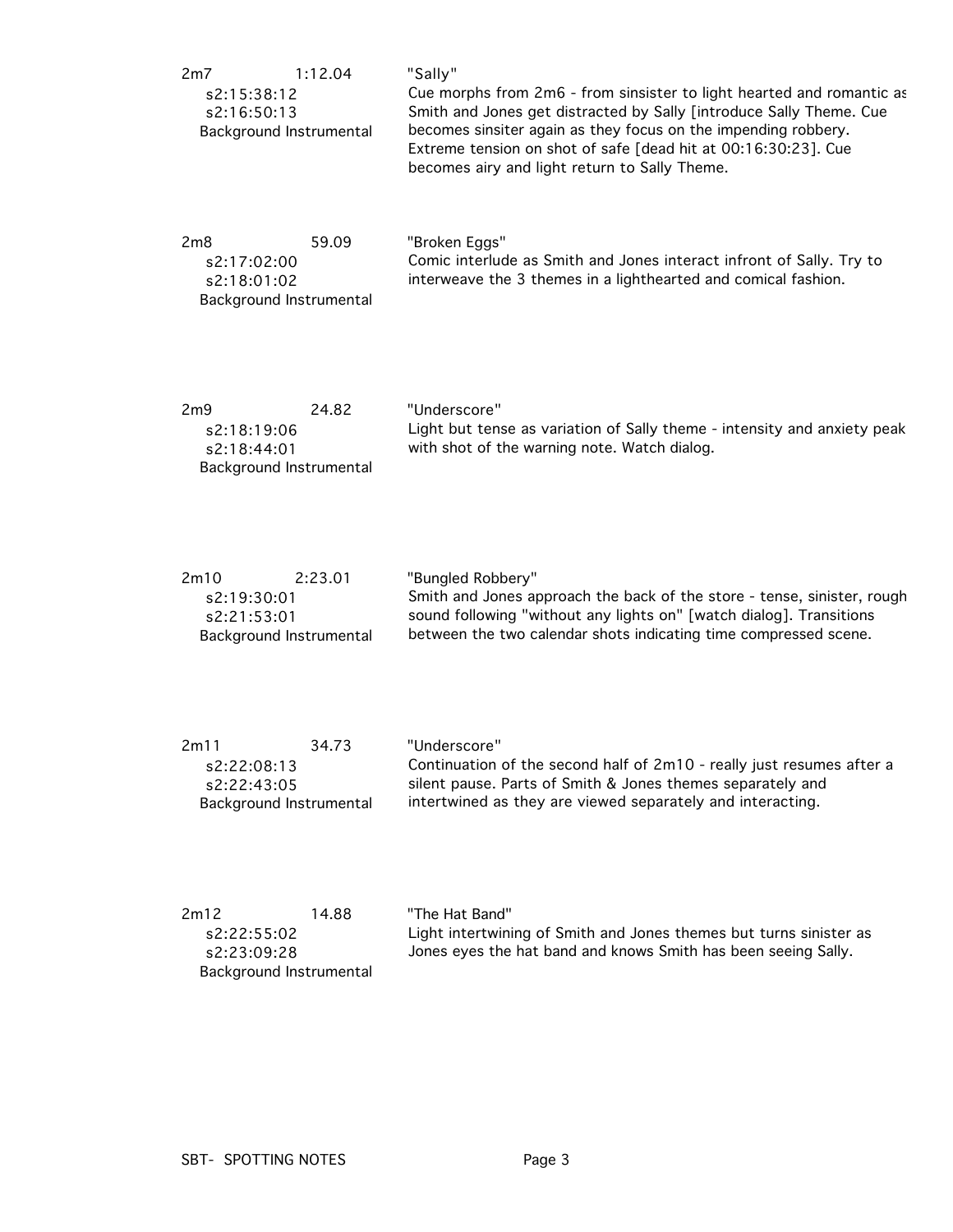2m7 1:12.04
s2:15:38:12
s2:16:50:13
Background Instrumental

"Sally"
Cue morphs from 2m6 - from sinsister to light hearted and romantic as Smith and Jones get distracted by Sally [introduce Sally Theme. Cue becomes sinsiter again as they focus on the impending robbery. Extreme tension on shot of safe [dead hit at 00:16:30:23]. Cue becomes airy and light return to Sally Theme.

2m8 59.09
s2:17:02:00
s2:18:01:02
Background Instrumental

"Broken Eggs"
Comic interlude as Smith and Jones interact infront of Sally. Try to interweave the 3 themes in a lighthearted and comical fashion.

2m9 24.82
s2:18:19:06
s2:18:44:01
Background Instrumental

"Underscore"
Light but tense as variation of Sally theme - intensity and anxiety peak with shot of the warning note. Watch dialog.

2m10 2:23.01
s2:19:30:01
s2:21:53:01
Background Instrumental

"Bungled Robbery"
Smith and Jones approach the back of the store - tense, sinister, rough sound following "without any lights on" [watch dialog]. Transitions between the two calendar shots indicating time compressed scene.

2m11 34.73
s2:22:08:13
s2:22:43:05
Background Instrumental

"Underscore"
Continuation of the second half of 2m10 - really just resumes after a silent pause. Parts of Smith & Jones themes separately and intertwined as they are viewed separately and interacting.

2m12 14.88
s2:22:55:02
s2:23:09:28
Background Instrumental

"The Hat Band"
Light intertwining of Smith and Jones themes but turns sinister as Jones eyes the hat band and knows Smith has been seeing Sally.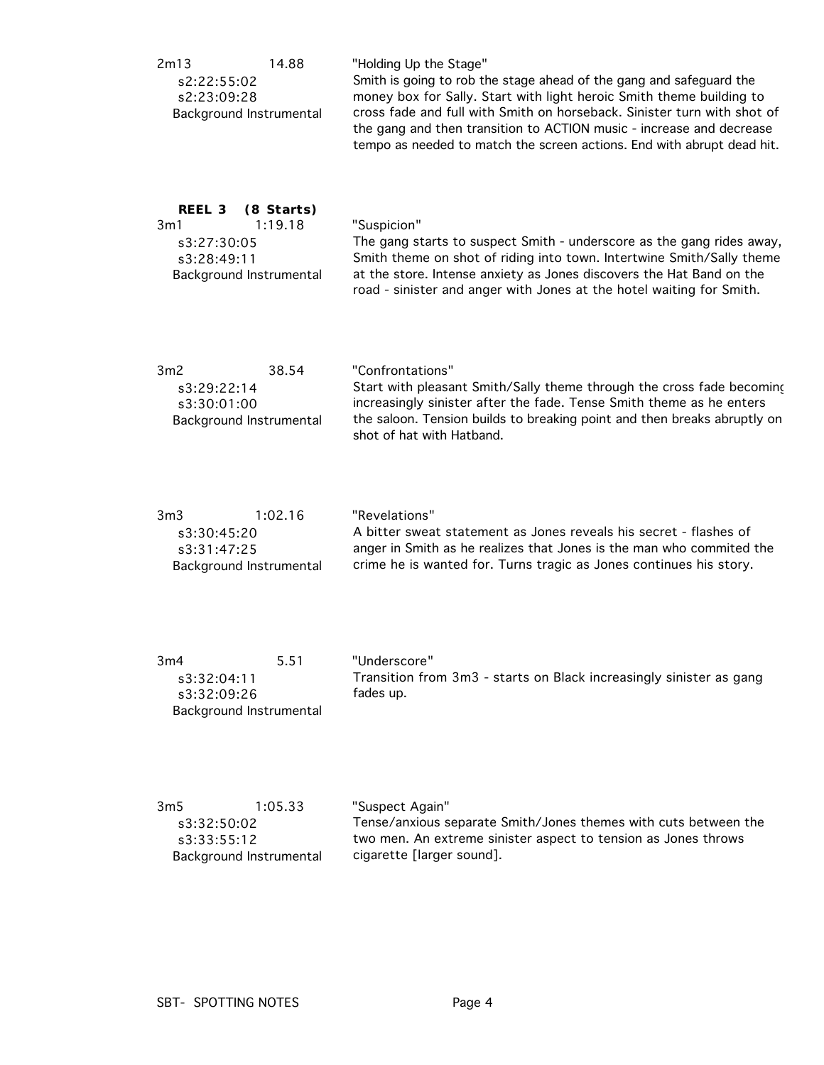2m13 14.88
s2:22:55:02
s2:23:09:28
Background Instrumental

"Holding Up the Stage"
Smith is going to rob the stage ahead of the gang and safeguard the money box for Sally. Start with light heroic Smith theme building to cross fade and full with Smith on horseback. Sinister turn with shot of the gang and then transition to ACTION music - increase and decrease tempo as needed to match the screen actions. End with abrupt dead hit.

**REEL 3 (8 Starts)**

3m1 1:19.18
s3:27:30:05
s3:28:49:11
Background Instrumental

"Suspicion"
The gang starts to suspect Smith - underscore as the gang rides away, Smith theme on shot of riding into town. Intertwine Smith/Sally theme at the store. Intense anxiety as Jones discovers the Hat Band on the road - sinister and anger with Jones at the hotel waiting for Smith.

3m2 38.54
s3:29:22:14
s3:30:01:00
Background Instrumental

"Confrontations"
Start with pleasant Smith/Sally theme through the cross fade becoming increasingly sinister after the fade. Tense Smith theme as he enters the saloon. Tension builds to breaking point and then breaks abruptly on shot of hat with Hatband.

3m3 1:02.16
s3:30:45:20
s3:31:47:25
Background Instrumental

"Revelations"
A bitter sweat statement as Jones reveals his secret - flashes of anger in Smith as he realizes that Jones is the man who commited the crime he is wanted for. Turns tragic as Jones continues his story.

3m4 5.51
s3:32:04:11
s3:32:09:26
Background Instrumental

"Underscore"
Transition from 3m3 - starts on Black increasingly sinister as gang fades up.

3m5 1:05.33
s3:32:50:02
s3:33:55:12
Background Instrumental

"Suspect Again"
Tense/anxious separate Smith/Jones themes with cuts between the two men. An extreme sinister aspect to tension as Jones throws cigarette [larger sound].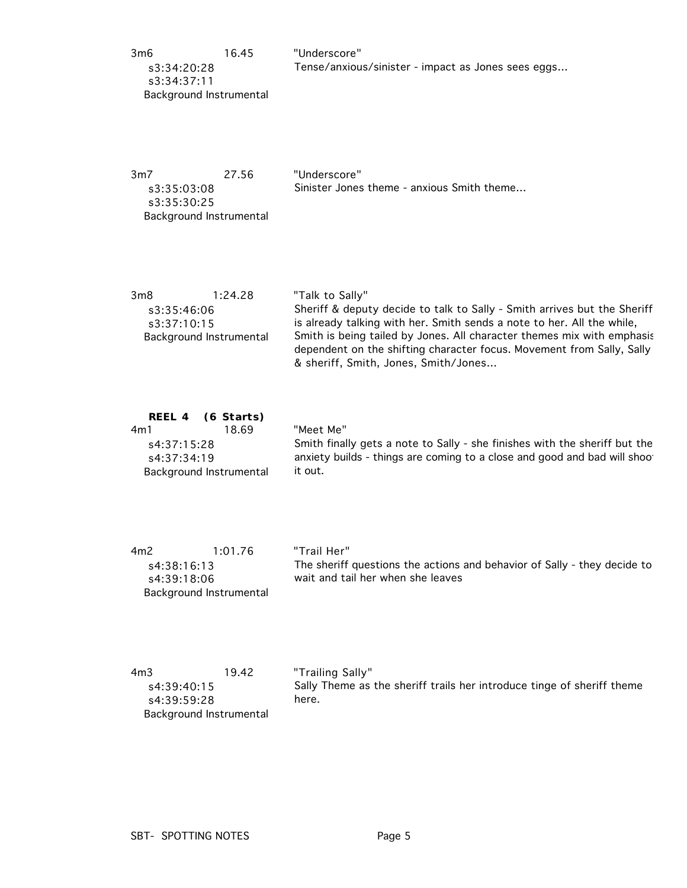**3m6** 16.45
s3:34:20:28
s3:34:37:11
Background Instrumental

"Underscore"
Tense/anxious/sinister - impact as Jones sees eggs...

**3m7** 27.56
s3:35:03:08
s3:35:30:25
Background Instrumental

"Underscore"
Sinister Jones theme - anxious Smith theme...

**3m8** 1:24.28
s3:35:46:06
s3:37:10:15
Background Instrumental

"Talk to Sally"
Sheriff & deputy decide to talk to Sally - Smith arrives but the Sheriff is already talking with her. Smith sends a note to her. All the while, Smith is being tailed by Jones. All character themes mix with emphasis dependent on the shifting character focus. Movement from Sally, Sally & sheriff, Smith, Jones, Smith/Jones...

## REEL 4 (6 Starts)

**4m1** 18.69
s4:37:15:28
s4:37:34:19
Background Instrumental

"Meet Me"
Smith finally gets a note to Sally - she finishes with the sheriff but the anxiety builds - things are coming to a close and good and bad will shoot it out.

**4m2** 1:01.76
s4:38:16:13
s4:39:18:06
Background Instrumental

"Trail Her"
The sheriff questions the actions and behavior of Sally - they decide to wait and tail her when she leaves

**4m3** 19.42
s4:39:40:15
s4:39:59:28
Background Instrumental

"Trailing Sally"
Sally Theme as the sheriff trails her introduce tinge of sheriff theme here.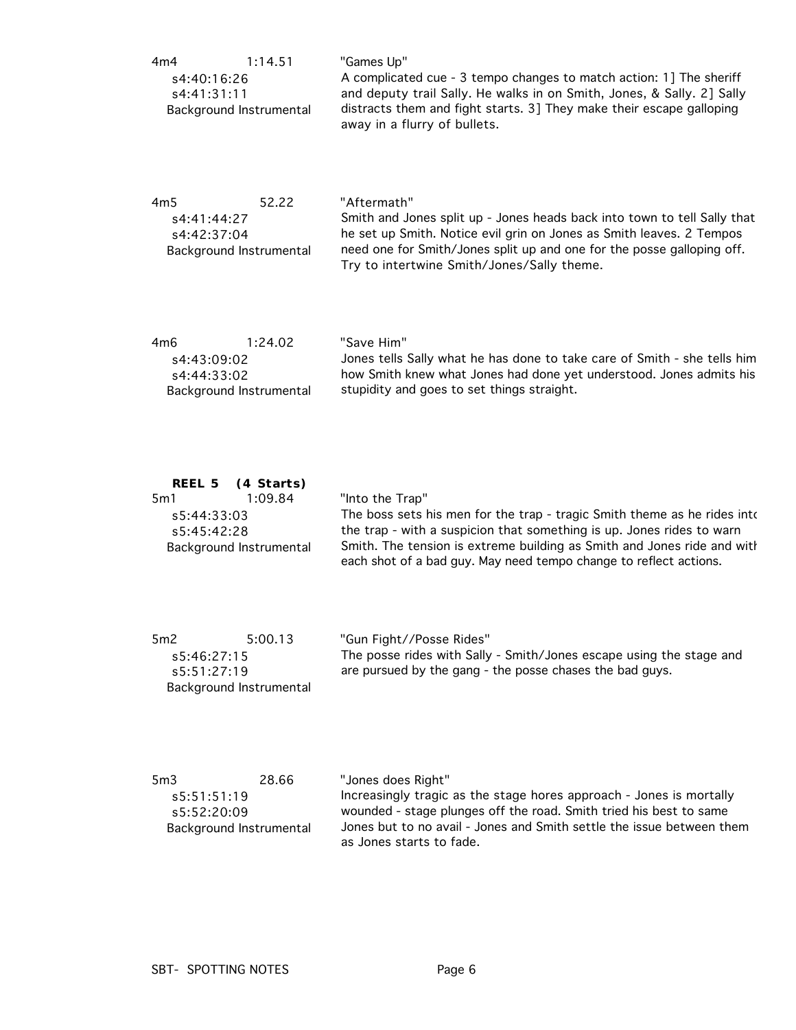4m4 1:14.51
s4:40:16:26
s4:41:31:11
Background Instrumental

"Games Up"
A complicated cue - 3 tempo changes to match action: 1] The sheriff and deputy trail Sally. He walks in on Smith, Jones, & Sally. 2] Sally distracts them and fight starts. 3] They make their escape galloping away in a flurry of bullets.

4m5 52.22
s4:41:44:27
s4:42:37:04
Background Instrumental

"Aftermath"
Smith and Jones split up - Jones heads back into town to tell Sally that he set up Smith. Notice evil grin on Jones as Smith leaves. 2 Tempos need one for Smith/Jones split up and one for the posse galloping off. Try to intertwine Smith/Jones/Sally theme.

4m6 1:24.02
s4:43:09:02
s4:44:33:02
Background Instrumental

"Save Him"
Jones tells Sally what he has done to take care of Smith - she tells him how Smith knew what Jones had done yet understood. Jones admits his stupidity and goes to set things straight.

**REEL 5 (4 Starts)**

5m1 1:09.84
s5:44:33:03
s5:45:42:28
Background Instrumental

"Into the Trap"
The boss sets his men for the trap - tragic Smith theme as he rides into the trap - with a suspicion that something is up. Jones rides to warn Smith. The tension is extreme building as Smith and Jones ride and with each shot of a bad guy. May need tempo change to reflect actions.

5m2 5:00.13
s5:46:27:15
s5:51:27:19
Background Instrumental

"Gun Fight//Posse Rides"
The posse rides with Sally - Smith/Jones escape using the stage and are pursued by the gang - the posse chases the bad guys.

5m3 28.66
s5:51:51:19
s5:52:20:09
Background Instrumental

"Jones does Right"
Increasingly tragic as the stage hores approach - Jones is mortally wounded - stage plunges off the road. Smith tried his best to same Jones but to no avail - Jones and Smith settle the issue between them as Jones starts to fade.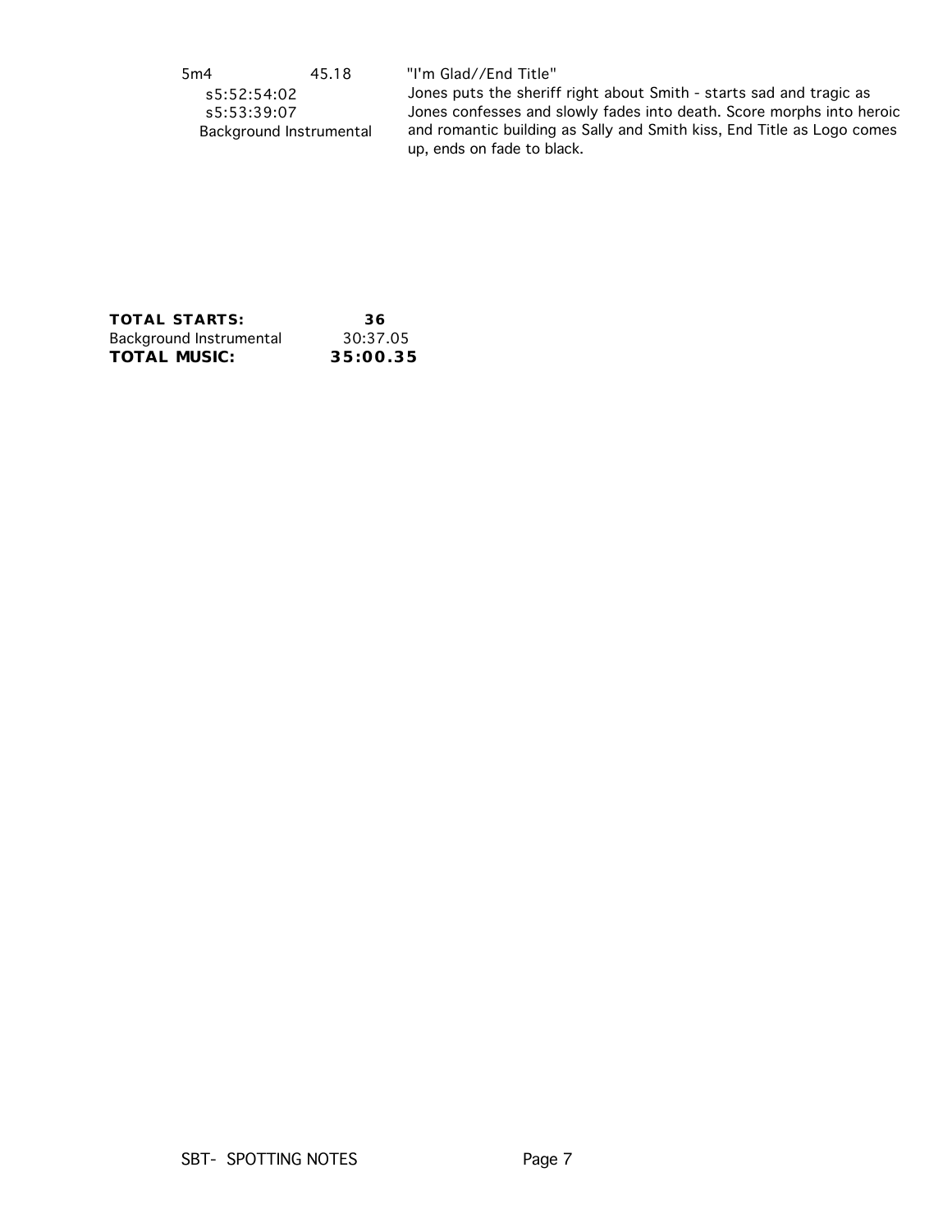| | | |
|---|---|---|
| 5m4<br>s5:52:54:02<br>s5:53:39:07<br>Background Instrumental | 45.18 | "I'm Glad//End Title"<br>Jones puts the sheriff right about Smith - starts sad and tragic as Jones confesses and slowly fades into death. Score morphs into heroic and romantic building as Sally and Smith kiss, End Title as Logo comes up, ends on fade to black. |

| | |
|---|---|
| **TOTAL STARTS:** | **36** |
| Background Instrumental | 30:37.05 |
| **TOTAL MUSIC:** | **35:00.35** |